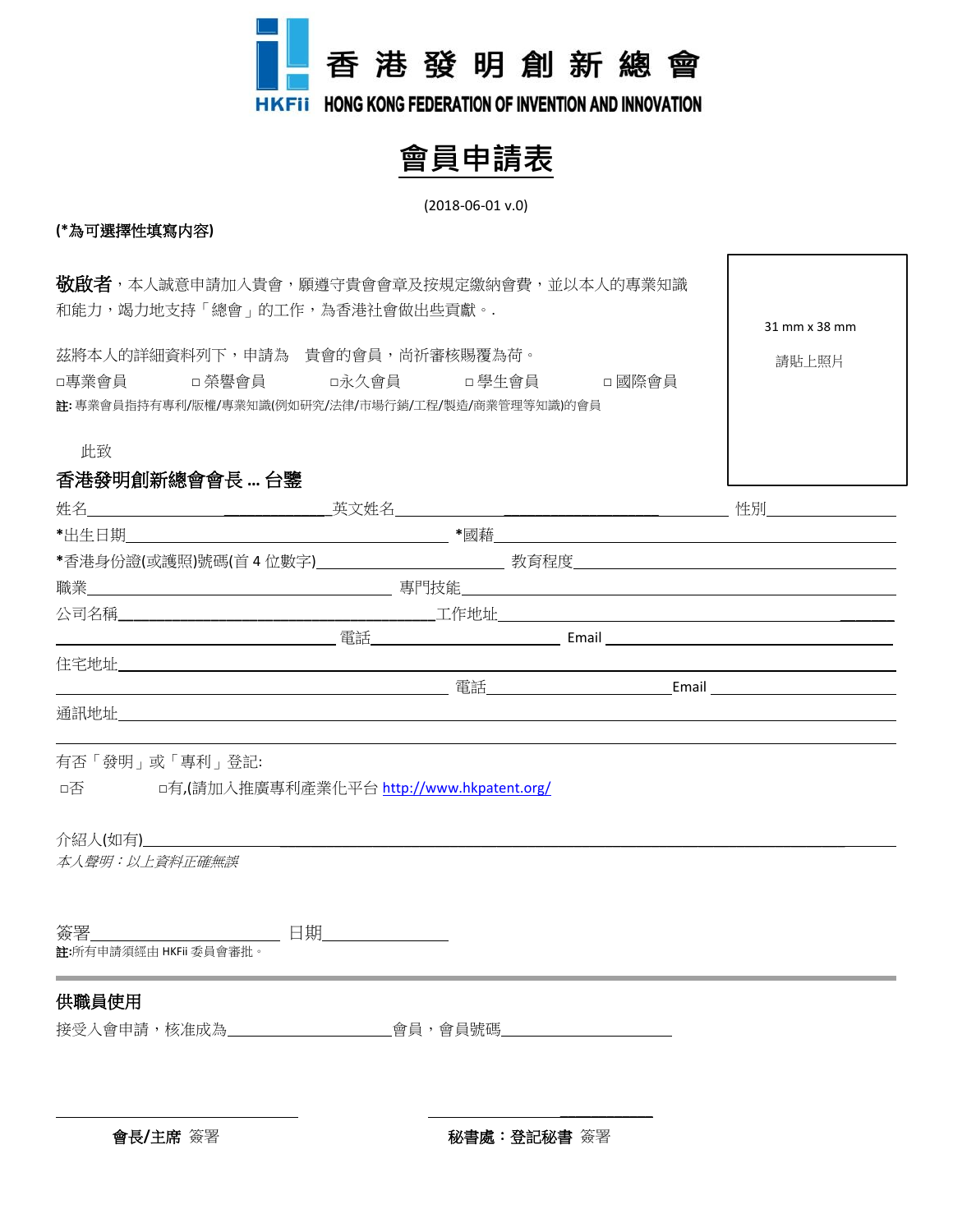香 港 發 明 創 新 總 會

HKFii HONG KONG FEDERATION OF INVENTION AND INNOVATION

# 會員申請表

(2018-06-01 v.0)

**(*為可選擇性填寫內容)**

31 mm x 38 mm

請貼上照片

**敬啟者**，本人誠意申請加入貴會，願遵守貴會會章及按規定繳納會費，並以本人的專業知識和能力，竭力地支持「總會」的工作，為香港社會做出些貢獻。.

茲將本人的詳細資料列下，申請為　貴會的會員，尚祈審核賜覆為荷。

□專業會員　　□榮譽會員　　□永久會員　　□學生會員　　□國際會員

**註:** 專業會員指持有專利/版權/專業知識(例如研究/法律/市場行銷/工程/製造/商業管理等知識)的會員

此致

**香港發明創新總會會長 … 台鑒**

姓名______________________英文姓名______________________ 性別__________

*出生日期______________________ *國籍______________________

*香港身份證(或護照)號碼(首 4 位數字)______________ 教育程度______________________

職業______________________ 專門技能______________________

公司名稱______________________工作地址______________________

______________________電話______________ Email ______________

住宅地址______________________

______________________ 電話______________Email ______________

通訊地址______________________

______________________

有否「發明」或「專利」登記:

□否　　　□有,(請加入推廣專利產業化平台 http://www.hkpatent.org/

介紹人(如有)______________________

*本人聲明：以上資料正確無誤*

簽署______________________ 日期______________

**註:**所有申請須經由 HKFii 委員會審批。

---

## 供職員使用

接受入會申請，核准成為______________會員，會員號碼______________

______________________　　　　______________________

**會長/主席** 簽署　　　　**秘書處：登記秘書** 簽署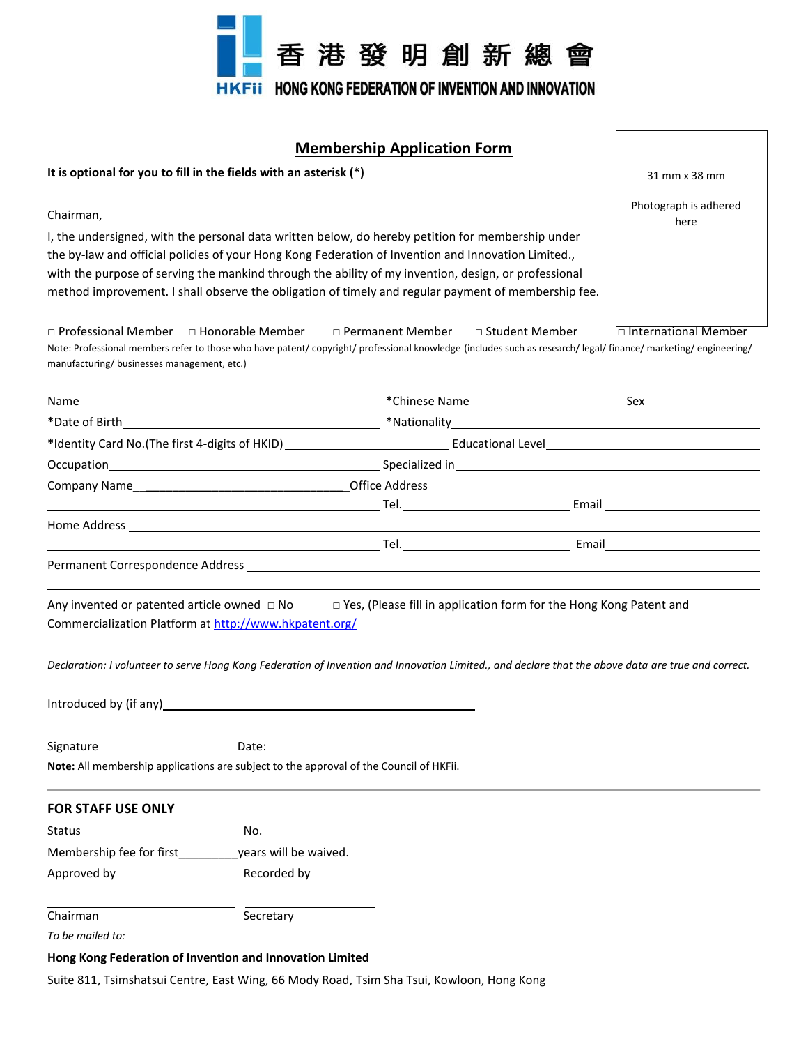香港發明創新總會

HKFii HONG KONG FEDERATION OF INVENTION AND INNOVATION

## Membership Application Form

**It is optional for you to fill in the fields with an asterisk (*)**

31 mm x 38 mm

Photograph is adhered here

Chairman,

I, the undersigned, with the personal data written below, do hereby petition for membership under the by-law and official policies of your Hong Kong Federation of Invention and Innovation Limited., with the purpose of serving the mankind through the ability of my invention, design, or professional method improvement. I shall observe the obligation of timely and regular payment of membership fee.

□ Professional Member □ Honorable Member □ Permanent Member □ Student Member □ International Member

Note: Professional members refer to those who have patent/ copyright/ professional knowledge (includes such as research/ legal/ finance/ marketing/ engineering/ manufacturing/ businesses management, etc.)

Name\_\_\_\_\_\_\_\_\_\_ *Chinese Name\_\_\_\_\_\_\_\_\_\_ Sex\_\_\_\_\_\_\_\_\_\_

*Date of Birth\_\_\_\_\_\_\_\_\_\_ *Nationality\_\_\_\_\_\_\_\_\_\_

*Identity Card No.(The first 4-digits of HKID)\_\_\_\_\_\_\_\_\_\_ Educational Level\_\_\_\_\_\_\_\_\_\_

Occupation\_\_\_\_\_\_\_\_\_\_ Specialized in\_\_\_\_\_\_\_\_\_\_

Company Name\_\_\_\_\_\_\_\_\_\_ Office Address\_\_\_\_\_\_\_\_\_\_

\_\_\_\_\_\_\_\_\_\_ Tel.\_\_\_\_\_\_\_\_\_\_ Email\_\_\_\_\_\_\_\_\_\_

Home Address\_\_\_\_\_\_\_\_\_\_

\_\_\_\_\_\_\_\_\_\_ Tel.\_\_\_\_\_\_\_\_\_\_ Email\_\_\_\_\_\_\_\_\_\_

Permanent Correspondence Address\_\_\_\_\_\_\_\_\_\_

Any invented or patented article owned □ No □ Yes, (Please fill in application form for the Hong Kong Patent and Commercialization Platform at http://www.hkpatent.org/

*Declaration: I volunteer to serve Hong Kong Federation of Invention and Innovation Limited., and declare that the above data are true and correct.*

Introduced by (if any)\_\_\_\_\_\_\_\_\_\_

Signature\_\_\_\_\_\_\_\_\_\_ Date:\_\_\_\_\_\_\_\_\_\_

**Note:** All membership applications are subject to the approval of the Council of HKFii.

---

### FOR STAFF USE ONLY

Status\_\_\_\_\_\_\_\_\_\_ No.\_\_\_\_\_\_\_\_\_\_

Membership fee for first\_\_\_\_\_\_\_\_\_\_years will be waived.

Approved by Recorded by

\_\_\_\_\_\_\_\_\_\_ \_\_\_\_\_\_\_\_\_\_

Chairman Secretary

*To be mailed to:*

**Hong Kong Federation of Invention and Innovation Limited**

Suite 811, Tsimshatsui Centre, East Wing, 66 Mody Road, Tsim Sha Tsui, Kowloon, Hong Kong